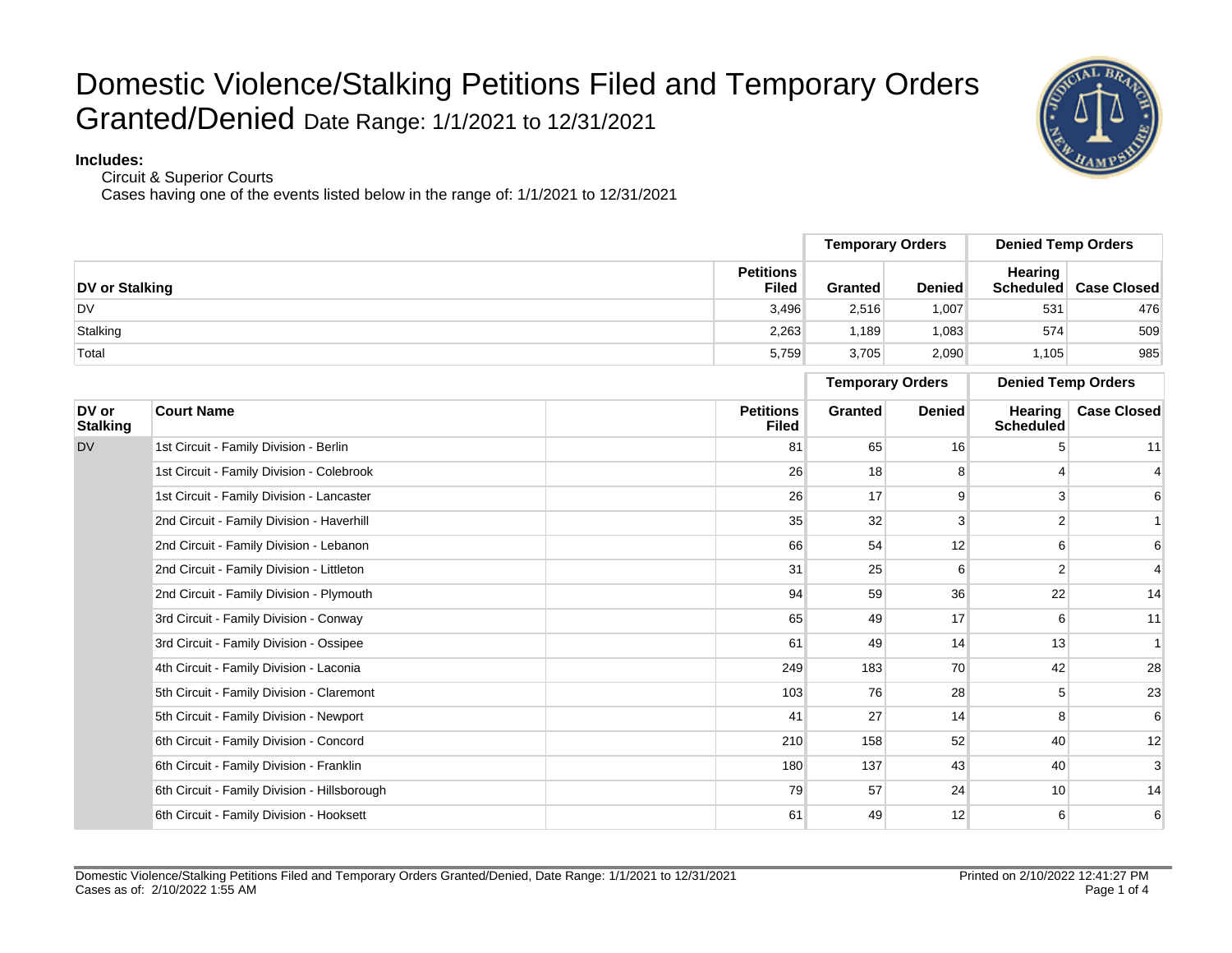# Domestic Violence/Stalking Petitions Filed and Temporary Orders Granted/Denied Date Range: 1/1/2021 to 12/31/2021

**Includes:**

Circuit & Superior Courts

Cases having one of the events listed below in the range of: 1/1/2021 to 12/31/2021

| | | Temporary Orders | | Denied Temp Orders | |
|---|---|---|---|---|---|
| **DV or Stalking** | **Petitions Filed** | **Granted** | **Denied** | **Hearing Scheduled** | **Case Closed** |
| DV | 3,496 | 2,516 | 1,007 | 531 | 476 |
| Stalking | 2,263 | 1,189 | 1,083 | 574 | 509 |
| Total | 5,759 | 3,705 | 2,090 | 1,105 | 985 |

| | | | Temporary Orders | | Denied Temp Orders | |
|---|---|---|---|---|---|---|
| **DV or Stalking** | **Court Name** | **Petitions Filed** | **Granted** | **Denied** | **Hearing Scheduled** | **Case Closed** |
| DV | 1st Circuit - Family Division - Berlin | 81 | 65 | 16 | 5 | 11 |
| | 1st Circuit - Family Division - Colebrook | 26 | 18 | 8 | 4 | 4 |
| | 1st Circuit - Family Division - Lancaster | 26 | 17 | 9 | 3 | 6 |
| | 2nd Circuit - Family Division - Haverhill | 35 | 32 | 3 | 2 | 1 |
| | 2nd Circuit - Family Division - Lebanon | 66 | 54 | 12 | 6 | 6 |
| | 2nd Circuit - Family Division - Littleton | 31 | 25 | 6 | 2 | 4 |
| | 2nd Circuit - Family Division - Plymouth | 94 | 59 | 36 | 22 | 14 |
| | 3rd Circuit - Family Division - Conway | 65 | 49 | 17 | 6 | 11 |
| | 3rd Circuit - Family Division - Ossipee | 61 | 49 | 14 | 13 | 1 |
| | 4th Circuit - Family Division - Laconia | 249 | 183 | 70 | 42 | 28 |
| | 5th Circuit - Family Division - Claremont | 103 | 76 | 28 | 5 | 23 |
| | 5th Circuit - Family Division - Newport | 41 | 27 | 14 | 8 | 6 |
| | 6th Circuit - Family Division - Concord | 210 | 158 | 52 | 40 | 12 |
| | 6th Circuit - Family Division - Franklin | 180 | 137 | 43 | 40 | 3 |
| | 6th Circuit - Family Division - Hillsborough | 79 | 57 | 24 | 10 | 14 |
| | 6th Circuit - Family Division - Hooksett | 61 | 49 | 12 | 6 | 6 |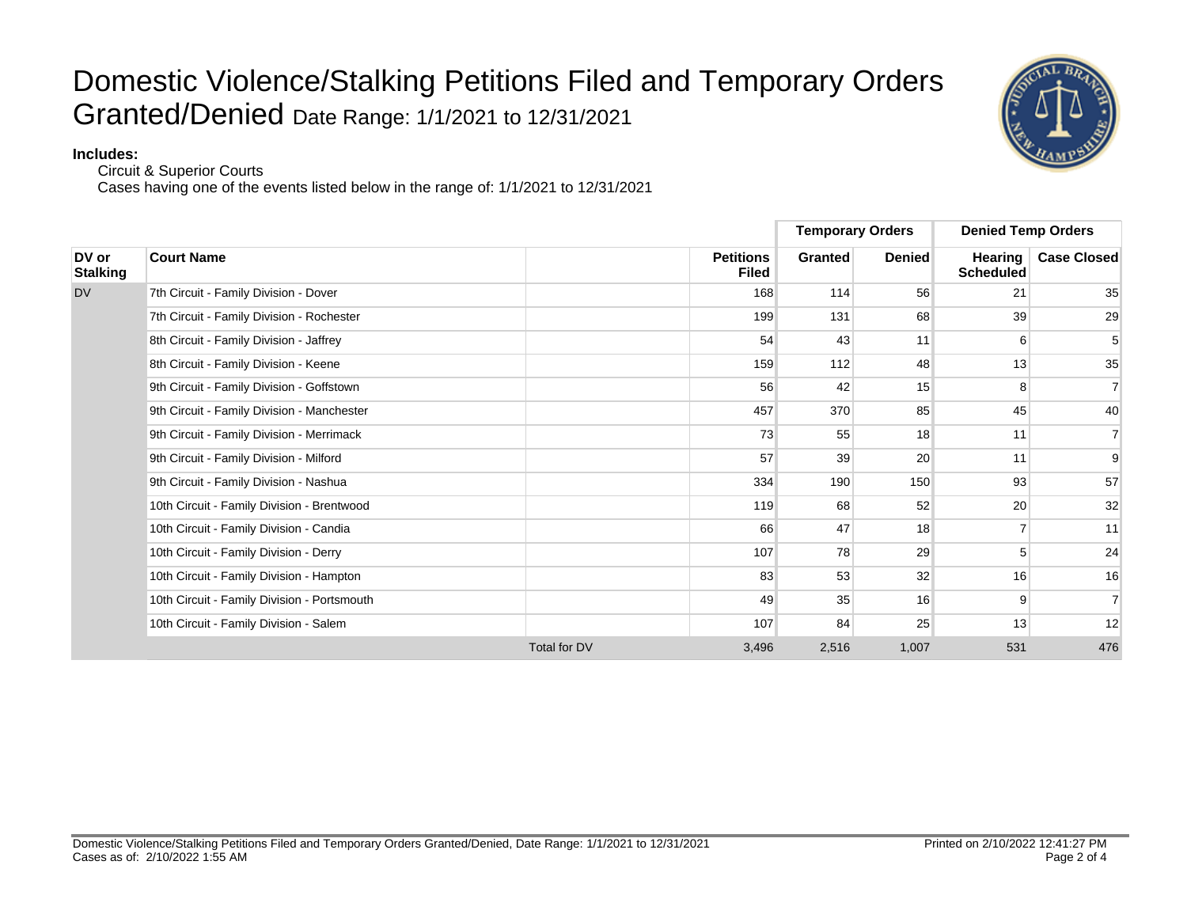# Domestic Violence/Stalking Petitions Filed and Temporary Orders Granted/Denied Date Range: 1/1/2021 to 12/31/2021

**Includes:**

Circuit & Superior Courts

Cases having one of the events listed below in the range of: 1/1/2021 to 12/31/2021

| | | | | Temporary Orders | | Denied Temp Orders | |
|---|---|---|---|---|---|---|---|
| **DV or Stalking** | **Court Name** | | **Petitions Filed** | **Granted** | **Denied** | **Hearing Scheduled** | **Case Closed** |
| DV | 7th Circuit - Family Division - Dover | | 168 | 114 | 56 | 21 | 35 |
| | 7th Circuit - Family Division - Rochester | | 199 | 131 | 68 | 39 | 29 |
| | 8th Circuit - Family Division - Jaffrey | | 54 | 43 | 11 | 6 | 5 |
| | 8th Circuit - Family Division - Keene | | 159 | 112 | 48 | 13 | 35 |
| | 9th Circuit - Family Division - Goffstown | | 56 | 42 | 15 | 8 | 7 |
| | 9th Circuit - Family Division - Manchester | | 457 | 370 | 85 | 45 | 40 |
| | 9th Circuit - Family Division - Merrimack | | 73 | 55 | 18 | 11 | 7 |
| | 9th Circuit - Family Division - Milford | | 57 | 39 | 20 | 11 | 9 |
| | 9th Circuit - Family Division - Nashua | | 334 | 190 | 150 | 93 | 57 |
| | 10th Circuit - Family Division - Brentwood | | 119 | 68 | 52 | 20 | 32 |
| | 10th Circuit - Family Division - Candia | | 66 | 47 | 18 | 7 | 11 |
| | 10th Circuit - Family Division - Derry | | 107 | 78 | 29 | 5 | 24 |
| | 10th Circuit - Family Division - Hampton | | 83 | 53 | 32 | 16 | 16 |
| | 10th Circuit - Family Division - Portsmouth | | 49 | 35 | 16 | 9 | 7 |
| | 10th Circuit - Family Division - Salem | | 107 | 84 | 25 | 13 | 12 |
| | | Total for DV | 3,496 | 2,516 | 1,007 | 531 | 476 |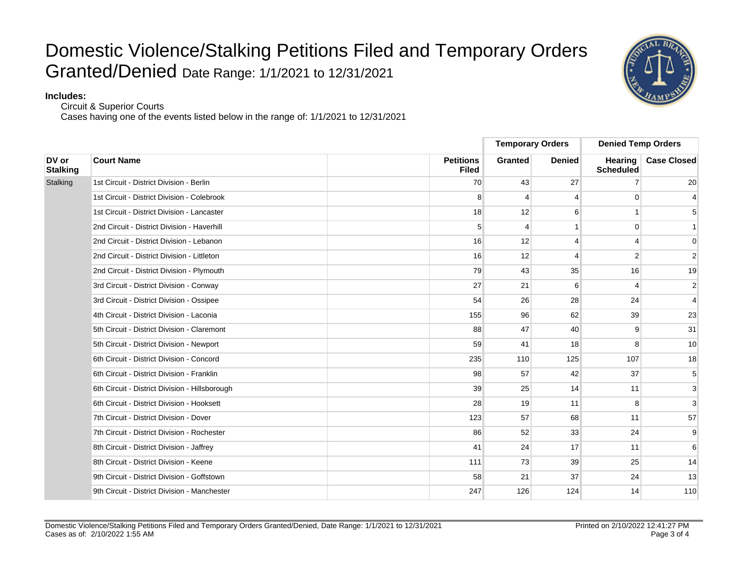# Domestic Violence/Stalking Petitions Filed and Temporary Orders Granted/Denied Date Range: 1/1/2021 to 12/31/2021

**Includes:**

Circuit & Superior Courts

Cases having one of the events listed below in the range of: 1/1/2021 to 12/31/2021

| | | | Temporary Orders | | Denied Temp Orders | |
|---|---|---|---|---|---|---|
| **DV or Stalking** | **Court Name** | **Petitions Filed** | **Granted** | **Denied** | **Hearing Scheduled** | **Case Closed** |
| Stalking | 1st Circuit - District Division - Berlin | 70 | 43 | 27 | 7 | 20 |
| | 1st Circuit - District Division - Colebrook | 8 | 4 | 4 | 0 | 4 |
| | 1st Circuit - District Division - Lancaster | 18 | 12 | 6 | 1 | 5 |
| | 2nd Circuit - District Division - Haverhill | 5 | 4 | 1 | 0 | 1 |
| | 2nd Circuit - District Division - Lebanon | 16 | 12 | 4 | 4 | 0 |
| | 2nd Circuit - District Division - Littleton | 16 | 12 | 4 | 2 | 2 |
| | 2nd Circuit - District Division - Plymouth | 79 | 43 | 35 | 16 | 19 |
| | 3rd Circuit - District Division - Conway | 27 | 21 | 6 | 4 | 2 |
| | 3rd Circuit - District Division - Ossipee | 54 | 26 | 28 | 24 | 4 |
| | 4th Circuit - District Division - Laconia | 155 | 96 | 62 | 39 | 23 |
| | 5th Circuit - District Division - Claremont | 88 | 47 | 40 | 9 | 31 |
| | 5th Circuit - District Division - Newport | 59 | 41 | 18 | 8 | 10 |
| | 6th Circuit - District Division - Concord | 235 | 110 | 125 | 107 | 18 |
| | 6th Circuit - District Division - Franklin | 98 | 57 | 42 | 37 | 5 |
| | 6th Circuit - District Division - Hillsborough | 39 | 25 | 14 | 11 | 3 |
| | 6th Circuit - District Division - Hooksett | 28 | 19 | 11 | 8 | 3 |
| | 7th Circuit - District Division - Dover | 123 | 57 | 68 | 11 | 57 |
| | 7th Circuit - District Division - Rochester | 86 | 52 | 33 | 24 | 9 |
| | 8th Circuit - District Division - Jaffrey | 41 | 24 | 17 | 11 | 6 |
| | 8th Circuit - District Division - Keene | 111 | 73 | 39 | 25 | 14 |
| | 9th Circuit - District Division - Goffstown | 58 | 21 | 37 | 24 | 13 |
| | 9th Circuit - District Division - Manchester | 247 | 126 | 124 | 14 | 110 |

Domestic Violence/Stalking Petitions Filed and Temporary Orders Granted/Denied, Date Range: 1/1/2021 to 12/31/2021
Cases as of: 2/10/2022 1:55 AM

Printed on 2/10/2022 12:41:27 PM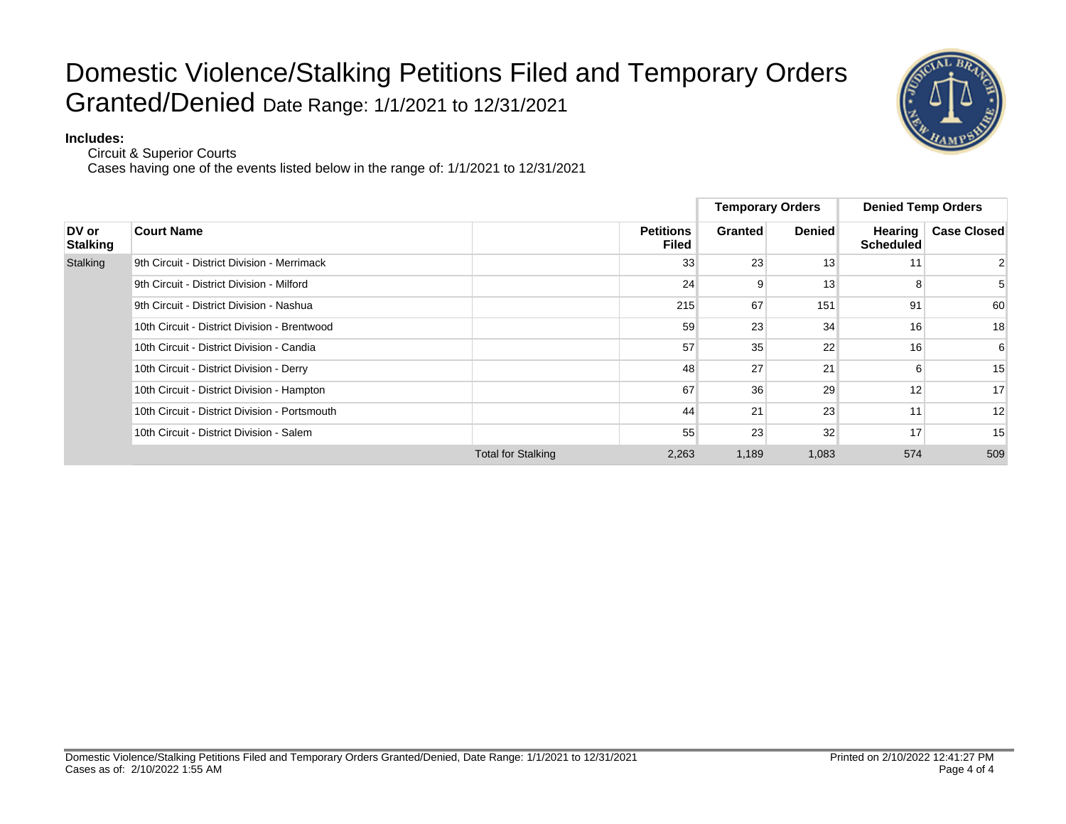# Domestic Violence/Stalking Petitions Filed and Temporary Orders Granted/Denied Date Range: 1/1/2021 to 12/31/2021

**Includes:**

Circuit & Superior Courts

Cases having one of the events listed below in the range of: 1/1/2021 to 12/31/2021

| | | | | Temporary Orders | | Denied Temp Orders | |
|---|---|---|---|---|---|---|---|
| **DV or Stalking** | **Court Name** | | **Petitions Filed** | **Granted** | **Denied** | **Hearing Scheduled** | **Case Closed** |
| Stalking | 9th Circuit - District Division - Merrimack | | 33 | 23 | 13 | 11 | 2 |
| | 9th Circuit - District Division - Milford | | 24 | 9 | 13 | 8 | 5 |
| | 9th Circuit - District Division - Nashua | | 215 | 67 | 151 | 91 | 60 |
| | 10th Circuit - District Division - Brentwood | | 59 | 23 | 34 | 16 | 18 |
| | 10th Circuit - District Division - Candia | | 57 | 35 | 22 | 16 | 6 |
| | 10th Circuit - District Division - Derry | | 48 | 27 | 21 | 6 | 15 |
| | 10th Circuit - District Division - Hampton | | 67 | 36 | 29 | 12 | 17 |
| | 10th Circuit - District Division - Portsmouth | | 44 | 21 | 23 | 11 | 12 |
| | 10th Circuit - District Division - Salem | | 55 | 23 | 32 | 17 | 15 |
| | | Total for Stalking | 2,263 | 1,189 | 1,083 | 574 | 509 |

Domestic Violence/Stalking Petitions Filed and Temporary Orders Granted/Denied, Date Range: 1/1/2021 to 12/31/2021
Cases as of: 2/10/2022 1:55 AM

Printed on 2/10/2022 12:41:27 PM